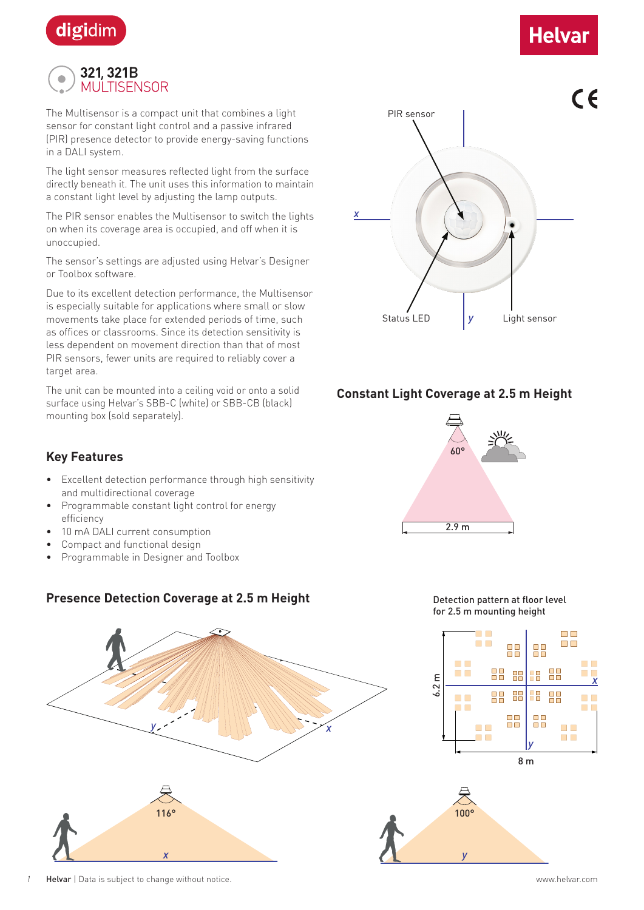# 321, 321B MULTISENSOR

The Multisensor is a compact unit that combines a light sensor for constant light control and a passive infrared (PIR) presence detector to provide energy-saving functions in a DALI system.

The light sensor measures reflected light from the surface directly beneath it. The unit uses this information to maintain a constant light level by adjusting the lamp outputs.

The PIR sensor enables the Multisensor to switch the lights on when its coverage area is occupied, and off when it is unoccupied.

The sensor's settings are adjusted using Helvar's Designer or Toolbox software.

Due to its excellent detection performance, the Multisensor is especially suitable for applications where small or slow movements take place for extended periods of time, such as offices or classrooms. Since its detection sensitivity is less dependent on movement direction than that of most PIR sensors, fewer units are required to reliably cover a target area.

The unit can be mounted into a ceiling void or onto a solid surface using Helvar's SBB-C (white) or SBB-CB (black) mounting box (sold separately).

PIR sensor

Status LED

Light sensor

## Key Features

- Excellent detection performance through high sensitivity and multidirectional coverage
- Programmable constant light control for energy efficiency
- 10 mA DALI current consumption
- Compact and functional design
- Programmable in Designer and Toolbox

## Constant Light Coverage at 2.5 m Height

60°

2.9 m

## Presence Detection Coverage at 2.5 m Height

Detection pattern at floor level for 2.5 m mounting height

6.2 m

8 m

116°

100°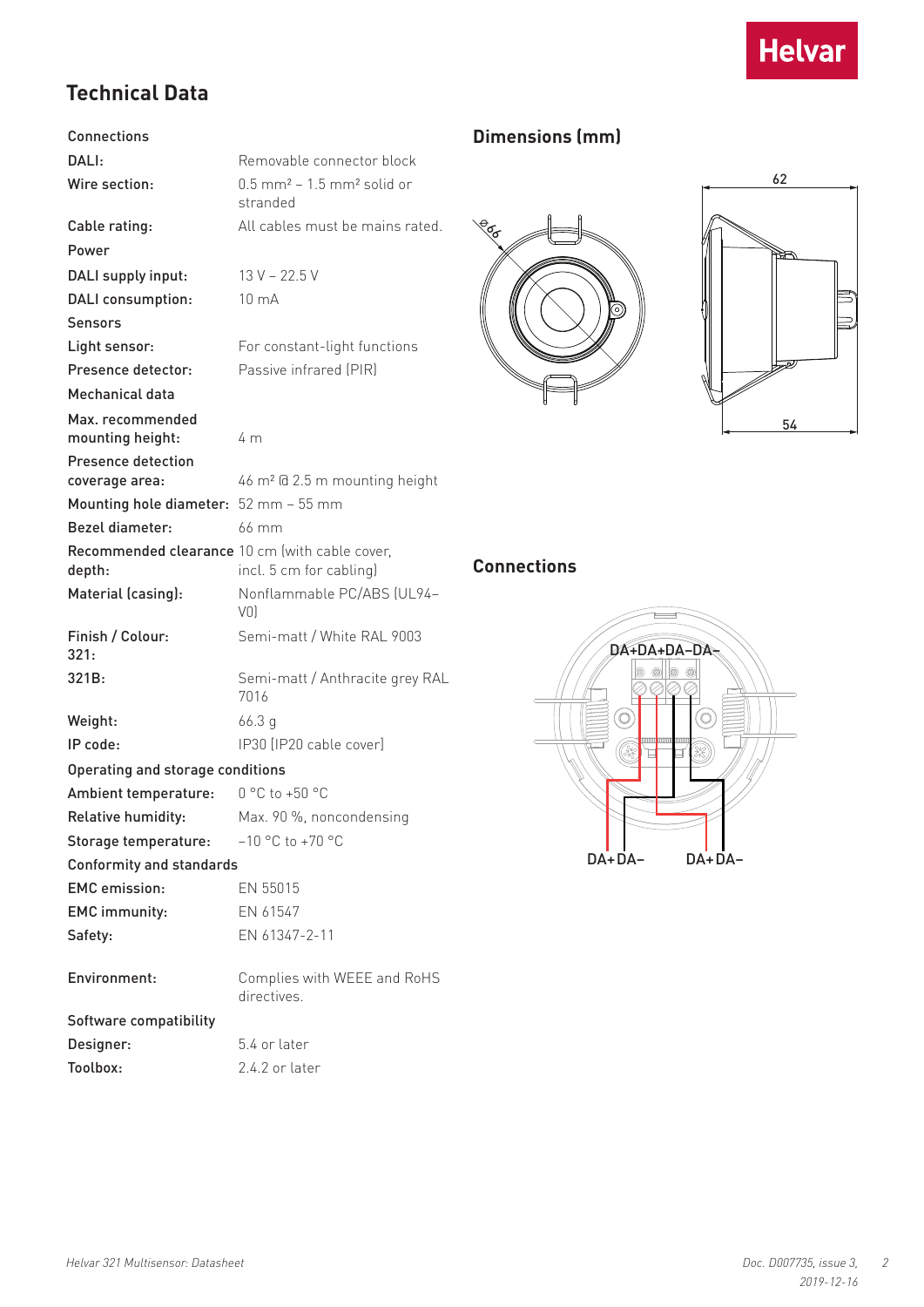## Technical Data

| | |
|---|---|
| **Connections** | |
| DALI: | Removable connector block |
| Wire section: | 0.5 mm² – 1.5 mm² solid or stranded |
| Cable rating: | All cables must be mains rated. |
| **Power** | |
| DALI supply input: | 13 V – 22.5 V |
| DALI consumption: | 10 mA |
| **Sensors** | |
| Light sensor: | For constant-light functions |
| Presence detector: | Passive infrared (PIR) |
| **Mechanical data** | |
| Max. recommended mounting height: | 4 m |
| Presence detection coverage area: | 46 m² @ 2.5 m mounting height |
| Mounting hole diameter: | 52 mm – 55 mm |
| Bezel diameter: | 66 mm |
| Recommended clearance depth: | 10 cm (with cable cover, incl. 5 cm for cabling) |
| Material (casing): | Nonflammable PC/ABS (UL94–V0) |
| Finish / Colour: 321: | Semi-matt / White RAL 9003 |
| 321B: | Semi-matt / Anthracite grey RAL 7016 |
| Weight: | 66.3 g |
| IP code: | IP30 (IP20 cable cover) |
| **Operating and storage conditions** | |
| Ambient temperature: | 0 °C to +50 °C |
| Relative humidity: | Max. 90 %, noncondensing |
| Storage temperature: | −10 °C to +70 °C |
| **Conformity and standards** | |
| EMC emission: | EN 55015 |
| EMC immunity: | EN 61547 |
| Safety: | EN 61347-2-11 |
| Environment: | Complies with WEEE and RoHS directives. |
| **Software compatibility** | |
| Designer: | 5.4 or later |
| Toolbox: | 2.4.2 or later |

## Dimensions (mm)

⌀66

62

54

## Connections

DA+DA+DA−DA−

DA+DA−

DA+DA−